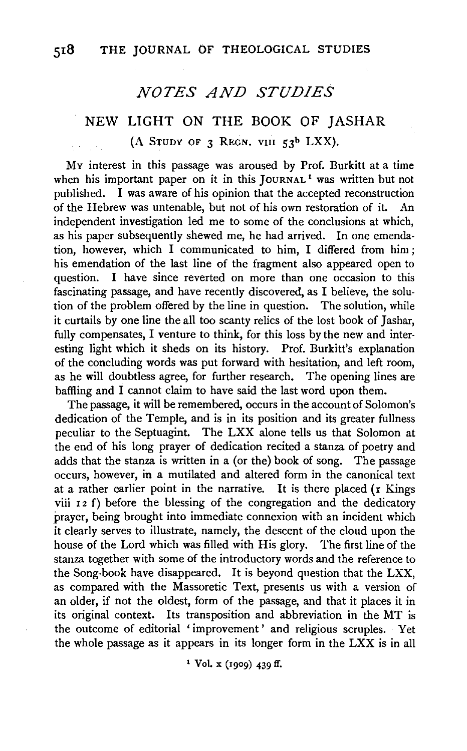## NOTES AND STUDIES

### NEW LIGHT ON THE BOOK OF JASHAR

(A STUDY OF 3 REGN. VIII $53^b$ LXX).

MY interest in this passage was aroused by Prof. Burkitt at a time when his important paper on it in this JOURNAL[1] was written but not published. I was aware of his opinion that the accepted reconstruction of the Hebrew was untenable, but not of his own restoration of it. An independent investigation led me to some of the conclusions at which, as his paper subsequently shewed me, he had arrived. In one emendation, however, which I communicated to him, I differed from him; his emendation of the last line of the fragment also appeared open to question. I have since reverted on more than one occasion to this fascinating passage, and have recently discovered, as I believe, the solution of the problem offered by the line in question. The solution, while it curtails by one line the all too scanty relics of the lost book of Jashar, fully compensates, I venture to think, for this loss by the new and interesting light which it sheds on its history. Prof. Burkitt's explanation of the concluding words was put forward with hesitation, and left room, as he will doubtless agree, for further research. The opening lines are baffling and I cannot claim to have said the last word upon them.

The passage, it will be remembered, occurs in the account of Solomon's dedication of the Temple, and is in its position and its greater fullness peculiar to the Septuagint. The LXX alone tells us that Solomon at the end of his long prayer of dedication recited a stanza of poetry and adds that the stanza is written in a (or the) book of song. The passage occurs, however, in a mutilated and altered form in the canonical text at a rather earlier point in the narrative. It is there placed (1 Kings viii 12 f) before the blessing of the congregation and the dedicatory prayer, being brought into immediate connexion with an incident which it clearly serves to illustrate, namely, the descent of the cloud upon the house of the Lord which was filled with His glory. The first line of the stanza together with some of the introductory words and the reference to the Song-book have disappeared. It is beyond question that the LXX, as compared with the Massoretic Text, presents us with a version of an older, if not the oldest, form of the passage, and that it places it in its original context. Its transposition and abbreviation in the MT is the outcome of editorial 'improvement' and religious scruples. Yet the whole passage as it appears in its longer form in the LXX is in all

[1] Vol. x (1909) 439 ff.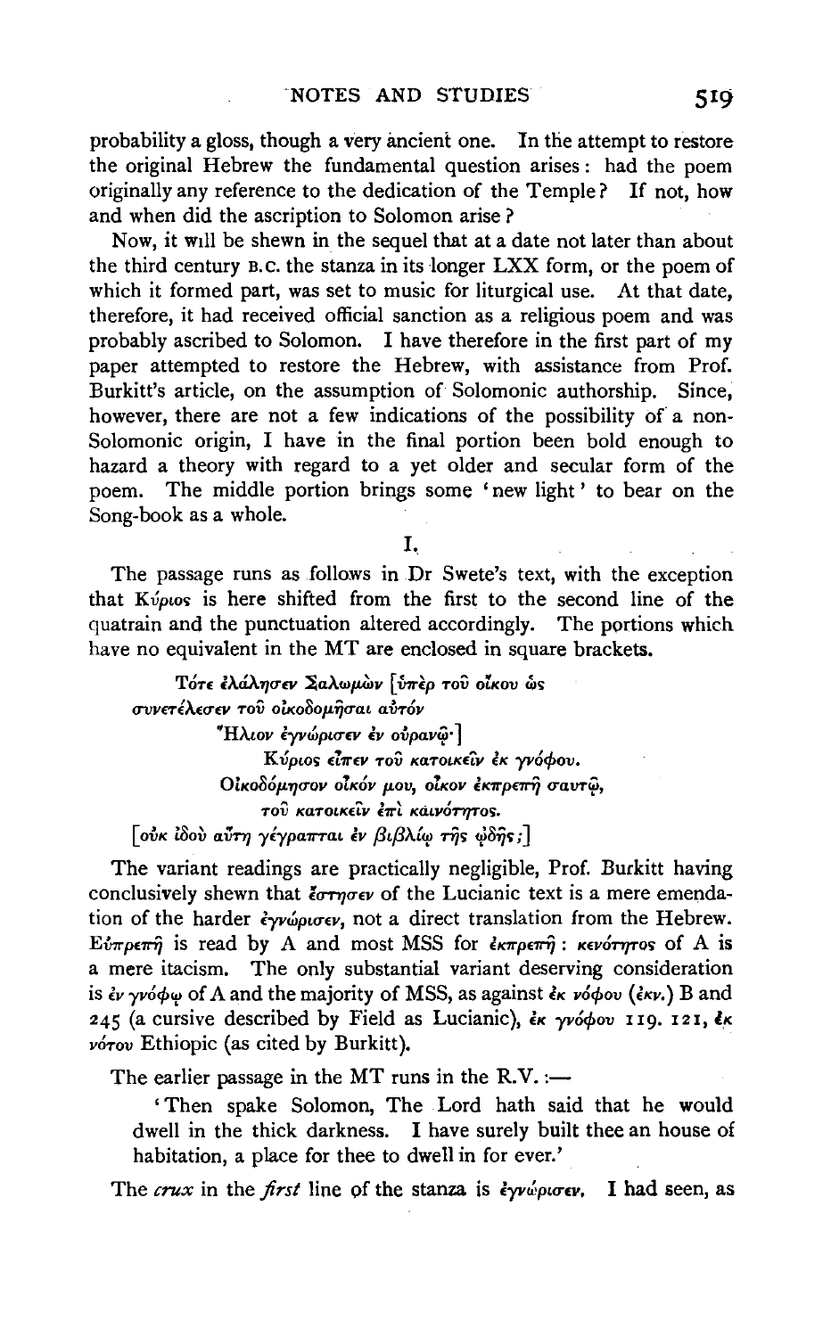probability a gloss, though a very ancient one. In the attempt to restore the original Hebrew the fundamental question arises: had the poem originally any reference to the dedication of the Temple? If not, how and when did the ascription to Solomon arise?

Now, it will be shewn in the sequel that at a date not later than about the third century B.C. the stanza in its longer LXX form, or the poem of which it formed part, was set to music for liturgical use. At that date, therefore, it had received official sanction as a religious poem and was probably ascribed to Solomon. I have therefore in the first part of my paper attempted to restore the Hebrew, with assistance from Prof. Burkitt's article, on the assumption of Solomonic authorship. Since, however, there are not a few indications of the possibility of a non-Solomonic origin, I have in the final portion been bold enough to hazard a theory with regard to a yet older and secular form of the poem. The middle portion brings some 'new light' to bear on the Song-book as a whole.

## I.

The passage runs as follows in Dr Swete's text, with the exception that Κύριος is here shifted from the first to the second line of the quatrain and the punctuation altered accordingly. The portions which have no equivalent in the MT are enclosed in square brackets.

> Τότε ἐλάλησεν Σαλωμὼν [ὑπὲρ τοῦ οἴκου ὡς
> συνετέλεσεν τοῦ οἰκοδομῆσαι αὐτόν
> Ἥλιον ἐγνώρισεν ἐν οὐρανῷ·]
> Κύριος εἶπεν τοῦ κατοικεῖν ἐκ γνόφου.
> Οἰκοδόμησον οἶκόν μου, οἶκον ἐκπρεπῆ σαυτῷ,
> τοῦ κατοικεῖν ἐπὶ καινότητος.
> [οὐκ ἰδοὺ αὕτη γέγραπται ἐν βιβλίῳ τῆς ᾠδῆς;]

The variant readings are practically negligible, Prof. Burkitt having conclusively shewn that ἔστησεν of the Lucianic text is a mere emendation of the harder ἐγνώρισεν, not a direct translation from the Hebrew. Εὐπρεπῆ is read by A and most MSS for ἐκπρεπῆ: κενότητος of A is a mere itacism. The only substantial variant deserving consideration is ἐν γνόφῳ of A and the majority of MSS, as against ἐκ νόφου (ἐκν.) B and 245 (a cursive described by Field as Lucianic), ἐκ γνόφου 119. 121, ἐκ νότου Ethiopic (as cited by Burkitt).

The earlier passage in the MT runs in the R.V.:—

> 'Then spake Solomon, The Lord hath said that he would dwell in the thick darkness. I have surely built thee an house of habitation, a place for thee to dwell in for ever.'

The *crux* in the *first* line of the stanza is ἐγνώρισεν. I had seen, as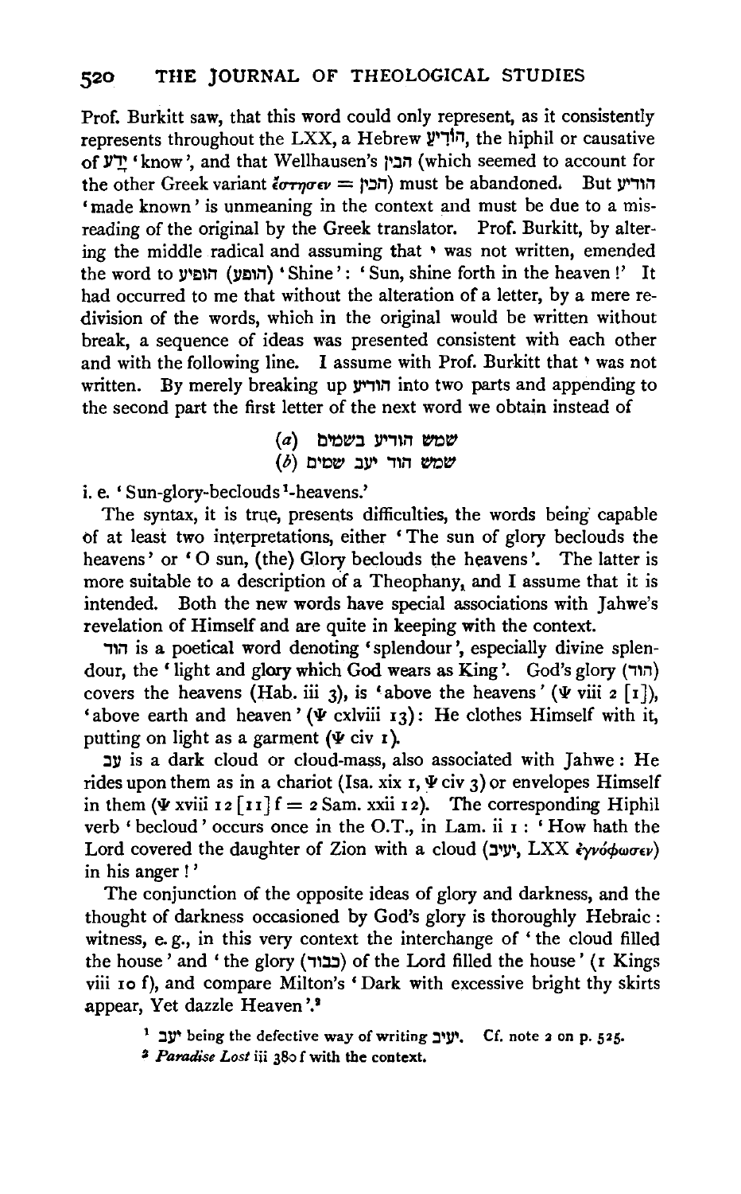Prof. Burkitt saw, that this word could only represent, as it consistently represents throughout the LXX, a Hebrew הוֹדִיעַ, the hiphil or causative of יָדַע 'know', and that Wellhausen's הכין (which seemed to account for the other Greek variant ἔστησεν = הכין) must be abandoned. But הודיע 'made known' is unmeaning in the context and must be due to a misreading of the original by the Greek translator. Prof. Burkitt, by altering the middle radical and assuming that י was not written, emended the word to הופיע (הופע) 'Shine': 'Sun, shine forth in the heaven!' It had occurred to me that without the alteration of a letter, by a mere redivision of the words, which in the original would be written without break, a sequence of ideas was presented consistent with each other and with the following line. I assume with Prof. Burkitt that י was not written. By merely breaking up הודיע into two parts and appending to the second part the first letter of the next word we obtain instead of

(*a*) שמש הודיע בשמים
(*b*) שמש הוד יעב שמים

i. e. 'Sun-glory-beclouds[1]-heavens.'

The syntax, it is true, presents difficulties, the words being capable of at least two interpretations, either 'The sun of glory beclouds the heavens' or 'O sun, (the) Glory beclouds the heavens'. The latter is more suitable to a description of a Theophany, and I assume that it is intended. Both the new words have special associations with Jahwe's revelation of Himself and are quite in keeping with the context.

הוד is a poetical word denoting 'splendour', especially divine splendour, the 'light and glory which God wears as King'. God's glory (הוד) covers the heavens (Hab. iii 3), is 'above the heavens' (Ψ viii 2 [1]), 'above earth and heaven' (Ψ cxlviii 13): He clothes Himself with it, putting on light as a garment (Ψ civ 1).

עב is a dark cloud or cloud-mass, also associated with Jahwe: He rides upon them as in a chariot (Isa. xix 1, Ψ civ 3) or envelopes Himself in them (Ψ xviii 12 [11] f = 2 Sam. xxii 12). The corresponding Hiphil verb 'becloud' occurs once in the O.T., in Lam. ii 1: 'How hath the Lord covered the daughter of Zion with a cloud (יעיב, LXX ἐγνόφωσεν) in his anger!'

The conjunction of the opposite ideas of glory and darkness, and the thought of darkness occasioned by God's glory is thoroughly Hebraic: witness, e. g., in this very context the interchange of 'the cloud filled the house' and 'the glory (כבוד) of the Lord filled the house' (1 Kings viii 10 f), and compare Milton's 'Dark with excessive bright thy skirts appear, Yet dazzle Heaven'.[2]

[1] יעב being the defective way of writing יעיב. Cf. note 2 on p. 525.

[2] *Paradise Lost* iii 380 f with the context.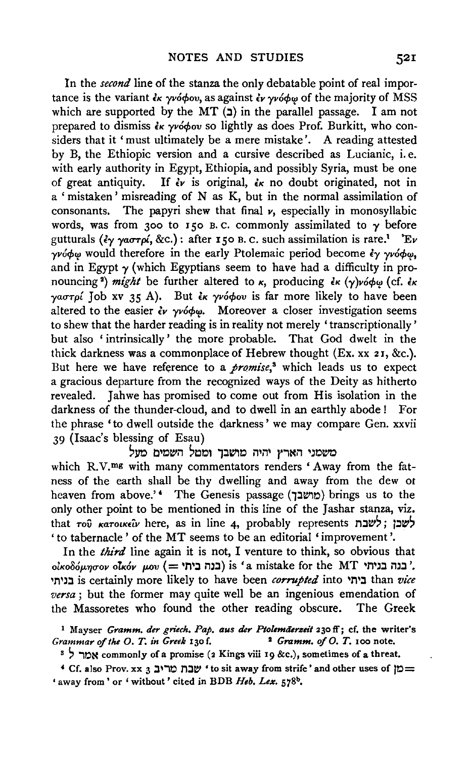In the *second* line of the stanza the only debatable point of real importance is the variant ἐκ γνόφου, as against ἐν γνόφῳ of the majority of MSS which are supported by the MT (ב) in the parallel passage. I am not prepared to dismiss ἐκ γνόφου so lightly as does Prof. Burkitt, who considers that it 'must ultimately be a mere mistake'. A reading attested by B, the Ethiopic version and a cursive described as Lucianic, i.e. with early authority in Egypt, Ethiopia, and possibly Syria, must be one of great antiquity. If ἐν is original, ἐκ no doubt originated, not in a 'mistaken' misreading of N as K, but in the normal assimilation of consonants. The papyri shew that final ν, especially in monosyllabic words, was from 300 to 150 B.C. commonly assimilated to γ before gutturals (ἐγ γαστρί, &c.): after 150 B.C. such assimilation is rare.[1] Ἐν γνόφῳ would therefore in the early Ptolemaic period become ἐγ γνόφῳ, and in Egypt γ (which Egyptians seem to have had a difficulty in pronouncing[2]) *might* be further altered to κ, producing ἐκ (γ)νόφῳ (cf. ἐκ γαστρί Job xv 35 A). But ἐκ γνόφου is far more likely to have been altered to the easier ἐν γνόφῳ. Moreover a closer investigation seems to shew that the harder reading is in reality not merely 'transcriptionally' but also 'intrinsically' the more probable. That God dwelt in the thick darkness was a commonplace of Hebrew thought (Ex. xx 21, &c.). But here we have reference to a *promise*,[3] which leads us to expect a gracious departure from the recognized ways of the Deity as hitherto revealed. Jahwe has promised to come out from His isolation in the darkness of the thunder-cloud, and to dwell in an earthly abode! For the phrase 'to dwell outside the darkness' we may compare Gen. xxvii 39 (Isaac's blessing of Esau)

משמני הארץ יהיה מושבך ומטל השמים מעל

which R.V.[mg] with many commentators renders 'Away from the fatness of the earth shall be thy dwelling and away from the dew of heaven from above.'[4] The Genesis passage (מושבך) brings us to the only other point to be mentioned in this line of the Jashar stanza, viz. that τοῦ κατοικεῖν here, as in line 4, probably represents לשבת; לשכן 'to tabernacle' of the MT seems to be an editorial 'improvement'.

In the *third* line again it is not, I venture to think, so obvious that οἰκοδόμησον οἶκόν μου (= בנה ביתי) is 'a mistake for the MT בנה בניתי'. בניתי is certainly more likely to have been *corrupted* into ביתי than *vice versa*; but the former may quite well be an ingenious emendation of the Massoretes who found the other reading obscure. The Greek

[1] Mayser *Gramm. der griech. Pap. aus der Ptolemäerzeit* 230 ff; cf. the writer's *Grammar of the O. T. in Greek* 130 f.

[2] *Gramm. of O. T.* 100 note.

[3] אמר ל commonly of a promise (2 Kings viii 19 &c.), sometimes of a threat.

[4] Cf. also Prov. xx 3 שבת מריב 'to sit away from strife' and other uses of מן = 'away from' or 'without' cited in BDB *Heb. Lex.* 578[b].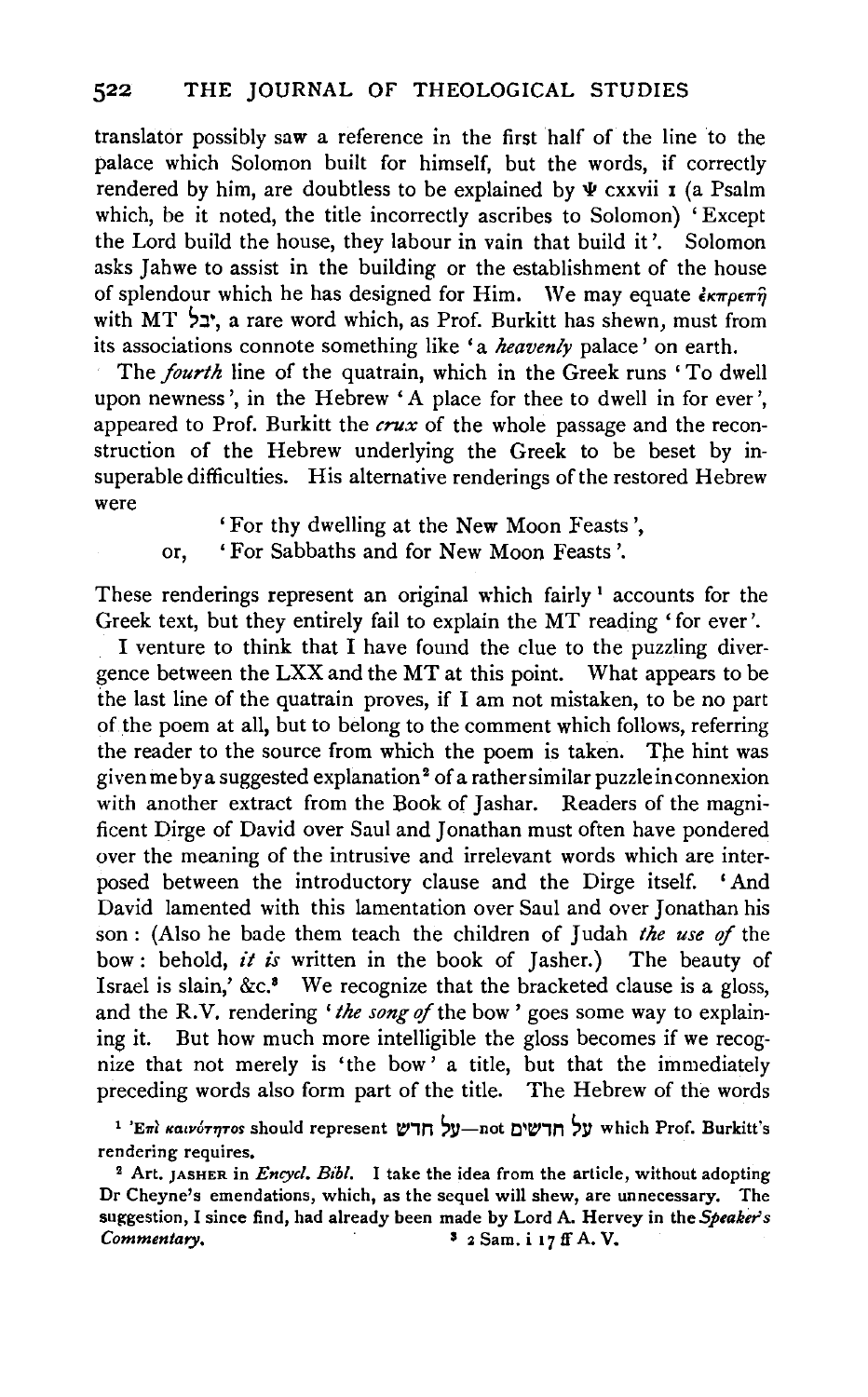translator possibly saw a reference in the first half of the line to the palace which Solomon built for himself, but the words, if correctly rendered by him, are doubtless to be explained by Ψ cxxvii 1 (a Psalm which, be it noted, the title incorrectly ascribes to Solomon) 'Except the Lord build the house, they labour in vain that build it'. Solomon asks Jahwe to assist in the building or the establishment of the house of splendour which he has designed for Him. We may equate ἐκπρεπῆ with MT זבל, a rare word which, as Prof. Burkitt has shewn, must from its associations connote something like 'a *heavenly* palace' on earth.

The *fourth* line of the quatrain, which in the Greek runs 'To dwell upon newness', in the Hebrew 'A place for thee to dwell in for ever', appeared to Prof. Burkitt the *crux* of the whole passage and the reconstruction of the Hebrew underlying the Greek to be beset by insuperable difficulties. His alternative renderings of the restored Hebrew were

> 'For thy dwelling at the New Moon Feasts',
>
> or, 'For Sabbaths and for New Moon Feasts'.

These renderings represent an original which fairly [1] accounts for the Greek text, but they entirely fail to explain the MT reading 'for ever'.

I venture to think that I have found the clue to the puzzling divergence between the LXX and the MT at this point. What appears to be the last line of the quatrain proves, if I am not mistaken, to be no part of the poem at all, but to belong to the comment which follows, referring the reader to the source from which the poem is taken. The hint was given me by a suggested explanation [2] of a rather similar puzzle in connexion with another extract from the Book of Jashar. Readers of the magnificent Dirge of David over Saul and Jonathan must often have pondered over the meaning of the intrusive and irrelevant words which are interposed between the introductory clause and the Dirge itself. 'And David lamented with this lamentation over Saul and over Jonathan his son: (Also he bade them teach the children of Judah *the use of* the bow: behold, *it is* written in the book of Jasher.) The beauty of Israel is slain,' &c.[3] We recognize that the bracketed clause is a gloss, and the R.V. rendering '*the song of* the bow' goes some way to explaining it. But how much more intelligible the gloss becomes if we recognize that not merely is 'the bow' a title, but that the immediately preceding words also form part of the title. The Hebrew of the words

[1] Ἐπὶ καινότητος should represent על חדש—not על חדשים which Prof. Burkitt's rendering requires.

[2] Art. JASHER in *Encycl. Bibl.* I take the idea from the article, without adopting Dr Cheyne's emendations, which, as the sequel will shew, are unnecessary. The suggestion, I since find, had already been made by Lord A. Hervey in the *Speaker's Commentary.*

[3] 2 Sam. i 17 ff A. V.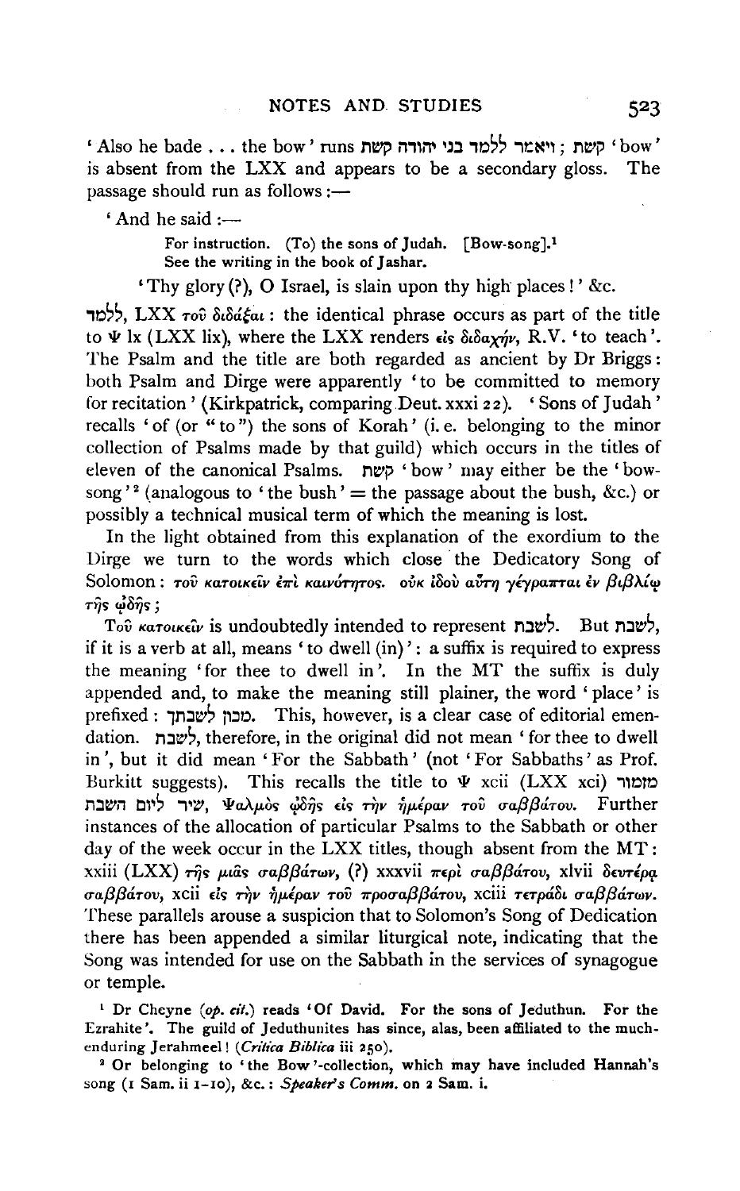'Also he bade . . . the bow' runs ויאמר ללמד בני יהודה קשת ; קשת 'bow' is absent from the LXX and appears to be a secondary gloss. The passage should run as follows :—

'And he said :—

> For instruction. (To) the sons of Judah. [Bow-song].[1]
> See the writing in the book of Jashar.

'Thy glory (?), O Israel, is slain upon thy high places!' &c.

ללמד, LXX τοῦ διδάξαι : the identical phrase occurs as part of the title to Ψ lx (LXX lix), where the LXX renders εἰς διδαχήν, R.V. 'to teach'. The Psalm and the title are both regarded as ancient by Dr Briggs: both Psalm and Dirge were apparently 'to be committed to memory for recitation' (Kirkpatrick, comparing Deut. xxxi 22). 'Sons of Judah' recalls 'of (or "to") the sons of Korah' (i. e. belonging to the minor collection of Psalms made by that guild) which occurs in the titles of eleven of the canonical Psalms. קשת 'bow' may either be the 'bow-song'[2] (analogous to 'the bush' = the passage about the bush, &c.) or possibly a technical musical term of which the meaning is lost.

In the light obtained from this explanation of the exordium to the Dirge we turn to the words which close the Dedicatory Song of Solomon : τοῦ κατοικεῖν ἐπὶ καινότητος. οὐκ ἰδοὺ αὕτη γέγραπται ἐν βιβλίῳ τῆς ᾠδῆς ;

Τοῦ κατοικεῖν is undoubtedly intended to represent לשבת. But לשבת, if it is a verb at all, means 'to dwell (in)' : a suffix is required to express the meaning 'for thee to dwell in'. In the MT the suffix is duly appended and, to make the meaning still plainer, the word 'place' is prefixed : מכון לשבתך. This, however, is a clear case of editorial emendation. לשבת, therefore, in the original did not mean 'for thee to dwell in', but it did mean 'For the Sabbath' (not 'For Sabbaths' as Prof. Burkitt suggests). This recalls the title to Ψ xcii (LXX xci) מזמור שיר ליום השבת, Ψαλμὸς ᾠδῆς εἰς τὴν ἡμέραν τοῦ σαββάτου. Further instances of the allocation of particular Psalms to the Sabbath or other day of the week occur in the LXX titles, though absent from the MT : xxiii (LXX) τῆς μιᾶς σαββάτων, (?) xxxvii περὶ σαββάτου, xlvii δευτέρᾳ σαββάτου, xcii εἰς τὴν ἡμέραν τοῦ προσαββάτου, xciii τετράδι σαββάτων. These parallels arouse a suspicion that to Solomon's Song of Dedication there has been appended a similar liturgical note, indicating that the Song was intended for use on the Sabbath in the services of synagogue or temple.

[1] Dr Cheyne (*op. cit.*) reads 'Of David. For the sons of Jeduthun. For the Ezrahite'. The guild of Jeduthunites has since, alas, been affiliated to the much-enduring Jerahmeel! (*Critica Biblica* iii 250).

[2] Or belonging to 'the Bow'-collection, which may have included Hannah's song (1 Sam. ii 1–10), &c. : *Speaker's Comm.* on 2 Sam. i.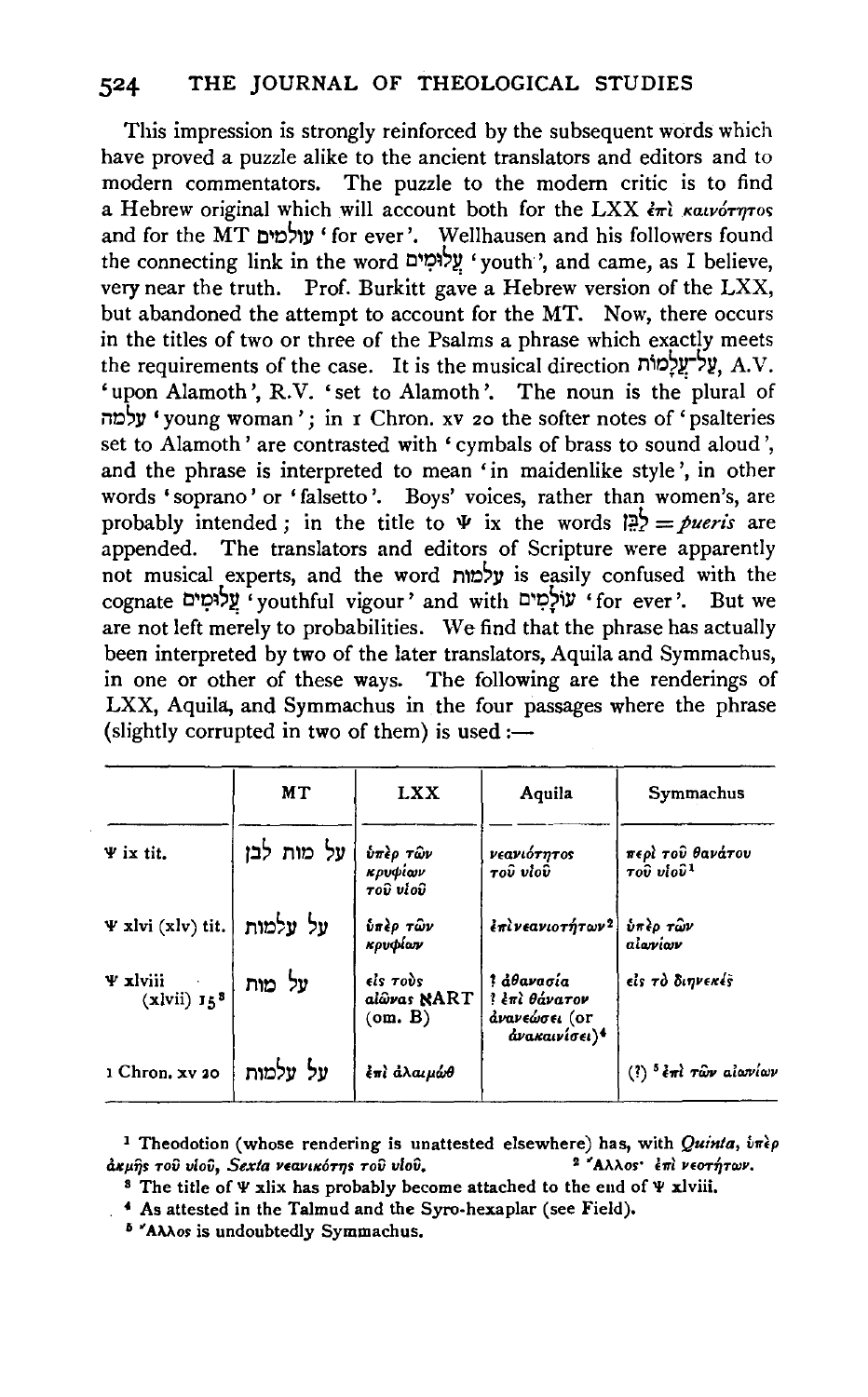This impression is strongly reinforced by the subsequent words which have proved a puzzle alike to the ancient translators and editors and to modern commentators. The puzzle to the modern critic is to find a Hebrew original which will account both for the LXX ἐπὶ καινότητος and for the MT עוֹלָמִים 'for ever'. Wellhausen and his followers found the connecting link in the word עֲלוּמִים 'youth', and came, as I believe, very near the truth. Prof. Burkitt gave a Hebrew version of the LXX, but abandoned the attempt to account for the MT. Now, there occurs in the titles of two or three of the Psalms a phrase which exactly meets the requirements of the case. It is the musical direction עַל־עֲלָמוֹת, A.V. 'upon Alamoth', R.V. 'set to Alamoth'. The noun is the plural of עלמה 'young woman'; in 1 Chron. xv 20 the softer notes of 'psalteries set to Alamoth' are contrasted with 'cymbals of brass to sound aloud', and the phrase is interpreted to mean 'in maidenlike style', in other words 'soprano' or 'falsetto'. Boys' voices, rather than women's, are probably intended; in the title to Ψ ix the words לַבֵּן = *pueris* are appended. The translators and editors of Scripture were apparently not musical experts, and the word עלמות is easily confused with the cognate עֲלוּמִים 'youthful vigour' and with עוֹלָמִים 'for ever'. But we are not left merely to probabilities. We find that the phrase has actually been interpreted by two of the later translators, Aquila and Symmachus, in one or other of these ways. The following are the renderings of LXX, Aquila, and Symmachus in the four passages where the phrase (slightly corrupted in two of them) is used:—

| | MT | LXX | Aquila | Symmachus |
|---|---|---|---|---|
| Ψ ix tit. | על מות לבן | ὑπὲρ τῶν κρυφίων τοῦ υἱοῦ | νεανιότητος τοῦ υἱοῦ | περὶ τοῦ θανάτου τοῦ υἱοῦ[1] |
| Ψ xlvi (xlv) tit. | על עלמות | ὑπὲρ τῶν κρυφίων | ἐπὶ νεανιοτήτων[2] | ὑπὲρ τῶν αἰωνίων |
| Ψ xlviii (xlvii) 15[3] | על מות | εἰς τοὺς αἰῶνας ℵART (om. B) | ? ἀθανασία ? ἐπὶ θάνατον ἀνανεώσει (or ἀνακαινίσει)[4] | εἰς τὸ διηνεκές |
| 1 Chron. xv 20 | על עלמות | ἐπὶ ἀλαιμώθ | | (?) [5] ἐπὶ τῶν αἰωνίων |

[1] Theodotion (whose rendering is unattested elsewhere) has, with *Quinta*, ὑπὲρ ἀκμῆς τοῦ υἱοῦ, *Sexta* νεανικότης τοῦ υἱοῦ.

[2] Ἄλλος· ἐπὶ νεοτήτων.

[3] The title of Ψ xlix has probably become attached to the end of Ψ xlviii.

[4] As attested in the Talmud and the Syro-hexaplar (see Field).

[5] Ἄλλος is undoubtedly Symmachus.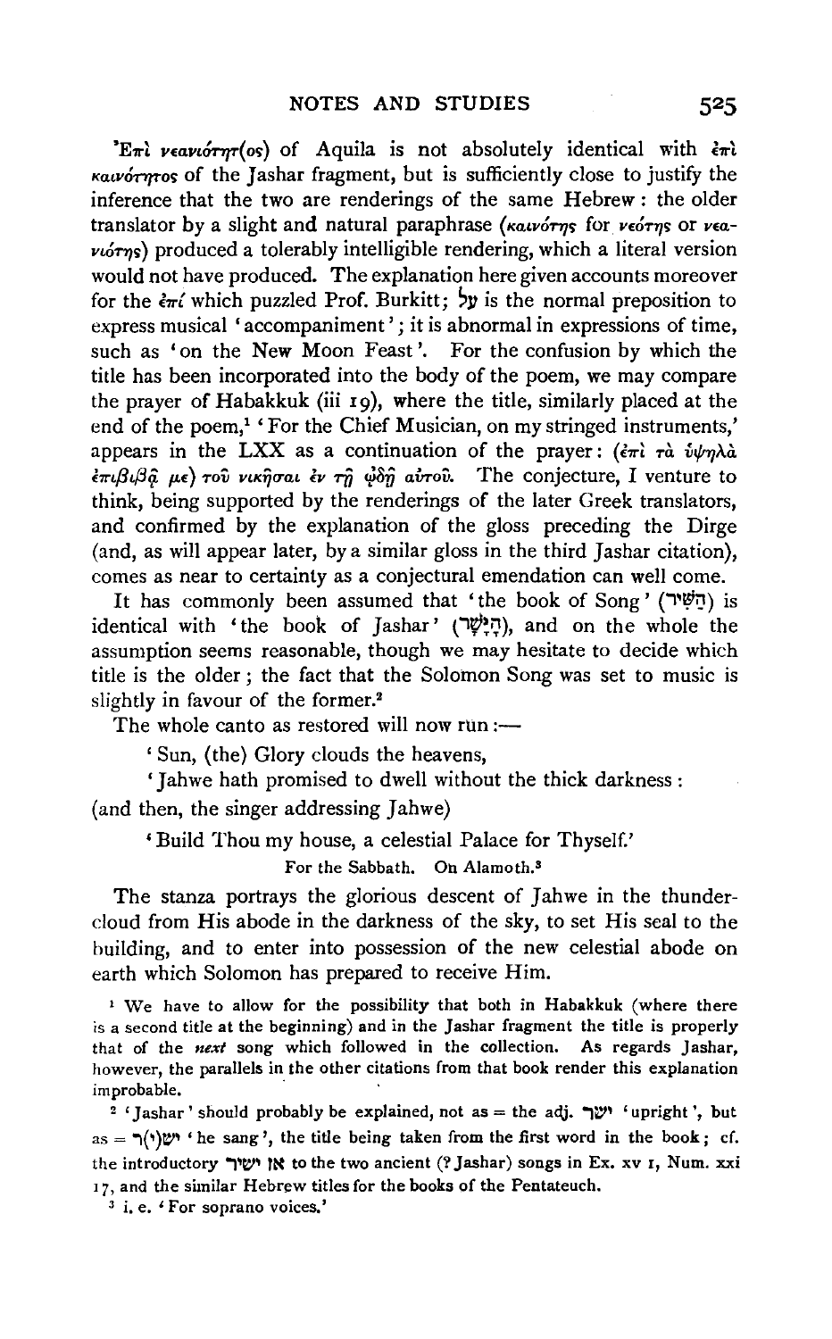Ἐπὶ νεανιότητ(ος) of Aquila is not absolutely identical with ἐπὶ καινότητος of the Jashar fragment, but is sufficiently close to justify the inference that the two are renderings of the same Hebrew: the older translator by a slight and natural paraphrase (καινότης for νεότης or νεανιότης) produced a tolerably intelligible rendering, which a literal version would not have produced. The explanation here given accounts moreover for the ἐπί which puzzled Prof. Burkitt; עַל is the normal preposition to express musical 'accompaniment'; it is abnormal in expressions of time, such as 'on the New Moon Feast'. For the confusion by which the title has been incorporated into the body of the poem, we may compare the prayer of Habakkuk (iii 19), where the title, similarly placed at the end of the poem,[1] 'For the Chief Musician, on my stringed instruments,' appears in the LXX as a continuation of the prayer: (ἐπὶ τὰ ὑψηλὰ ἐπιβιβᾷ με) τοῦ νικῆσαι ἐν τῇ ᾠδῇ αὐτοῦ. The conjecture, I venture to think, being supported by the renderings of the later Greek translators, and confirmed by the explanation of the gloss preceding the Dirge (and, as will appear later, by a similar gloss in the third Jashar citation), comes as near to certainty as a conjectural emendation can well come.

It has commonly been assumed that 'the book of Song' (הַשִּׁיר) is identical with 'the book of Jashar' (הַיָּשָׁר), and on the whole the assumption seems reasonable, though we may hesitate to decide which title is the older; the fact that the Solomon Song was set to music is slightly in favour of the former.[2]

The whole canto as restored will now run:—

'Sun, (the) Glory clouds the heavens,

'Jahwe hath promised to dwell without the thick darkness:

(and then, the singer addressing Jahwe)

'Build Thou my house, a celestial Palace for Thyself.'

For the Sabbath. On Alamoth.[3]

The stanza portrays the glorious descent of Jahwe in the thunder-cloud from His abode in the darkness of the sky, to set His seal to the building, and to enter into possession of the new celestial abode on earth which Solomon has prepared to receive Him.

[1] We have to allow for the possibility that both in Habakkuk (where there is a second title at the beginning) and in the Jashar fragment the title is properly that of the *next* song which followed in the collection. As regards Jashar, however, the parallels in the other citations from that book render this explanation improbable.

[2] 'Jashar' should probably be explained, not as = the adj. ישר 'upright', but as = ישׁ(י)ר 'he sang', the title being taken from the first word in the book; cf. the introductory אז ישיר to the two ancient (? Jashar) songs in Ex. xv 1, Num. xxi 17, and the similar Hebrew titles for the books of the Pentateuch.

[3] i. e. 'For soprano voices.'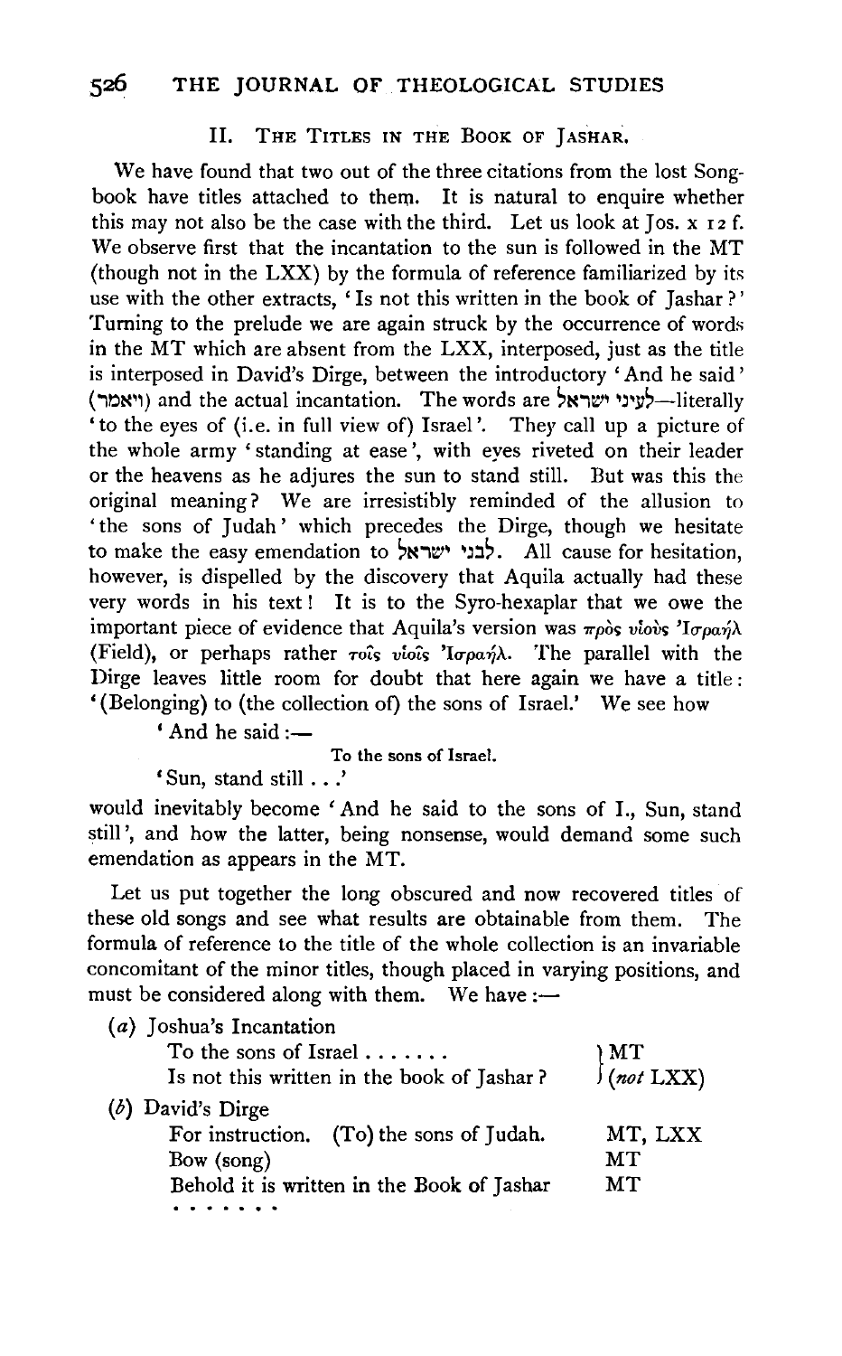## II. The Titles in the Book of Jashar.

We have found that two out of the three citations from the lost Song-book have titles attached to them. It is natural to enquire whether this may not also be the case with the third. Let us look at Jos. x 12 f. We observe first that the incantation to the sun is followed in the MT (though not in the LXX) by the formula of reference familiarized by its use with the other extracts, 'Is not this written in the book of Jashar?' Turning to the prelude we are again struck by the occurrence of words in the MT which are absent from the LXX, interposed, just as the title is interposed in David's Dirge, between the introductory 'And he said' (ויאמר) and the actual incantation. The words are לעיני ישראל—literally 'to the eyes of (i.e. in full view of) Israel'. They call up a picture of the whole army 'standing at ease', with eyes riveted on their leader or the heavens as he adjures the sun to stand still. But was this the original meaning? We are irresistibly reminded of the allusion to 'the sons of Judah' which precedes the Dirge, though we hesitate to make the easy emendation to לבני ישראל. All cause for hesitation, however, is dispelled by the discovery that Aquila actually had these very words in his text! It is to the Syro-hexaplar that we owe the important piece of evidence that Aquila's version was πρὸς υἱοὺς Ἰσραήλ (Field), or perhaps rather τοῖς υἱοῖς Ἰσραήλ. The parallel with the Dirge leaves little room for doubt that here again we have a title: '(Belonging) to (the collection of) the sons of Israel.' We see how

'And he said:—

To the sons of Israel.

'Sun, stand still . . .'

would inevitably become 'And he said to the sons of I., Sun, stand still', and how the latter, being nonsense, would demand some such emendation as appears in the MT.

Let us put together the long obscured and now recovered titles of these old songs and see what results are obtainable from them. The formula of reference to the title of the whole collection is an invariable concomitant of the minor titles, though placed in varying positions, and must be considered along with them. We have:—

(*a*) Joshua's Incantation

| | |
|---|---|
| To the sons of Israel . . . . . . . | MT |
| Is not this written in the book of Jashar? | (*not* LXX) |

(*b*) David's Dirge

| | |
|---|---|
| For instruction. (To) the sons of Judah. | MT, LXX |
| Bow (song) | MT |
| Behold it is written in the Book of Jashar | MT |
| . . . . . . . | |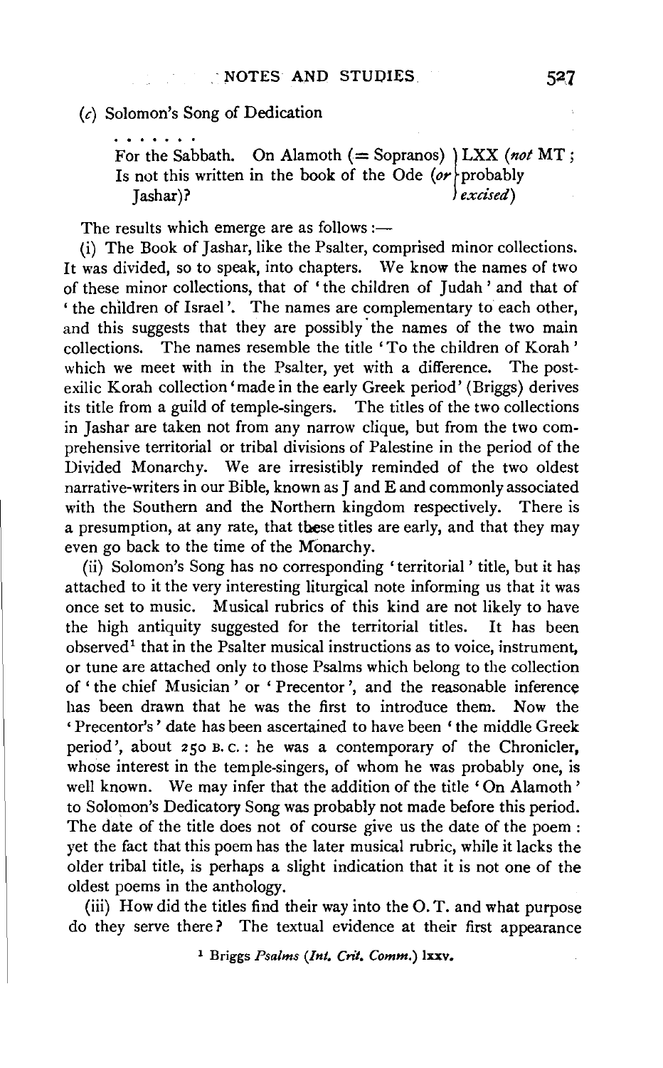(*c*) Solomon's Song of Dedication

. . . . . . .

For the Sabbath. On Alamoth (= Sopranos) Is not this written in the book of the Ode (*or* Jashar)? } LXX (*not* MT; probably *excised*)

The results which emerge are as follows:—

(i) The Book of Jashar, like the Psalter, comprised minor collections. It was divided, so to speak, into chapters. We know the names of two of these minor collections, that of 'the children of Judah' and that of 'the children of Israel'. The names are complementary to each other, and this suggests that they are possibly the names of the two main collections. The names resemble the title 'To the children of Korah' which we meet with in the Psalter, yet with a difference. The post-exilic Korah collection 'made in the early Greek period' (Briggs) derives its title from a guild of temple-singers. The titles of the two collections in Jashar are taken not from any narrow clique, but from the two comprehensive territorial or tribal divisions of Palestine in the period of the Divided Monarchy. We are irresistibly reminded of the two oldest narrative-writers in our Bible, known as J and E and commonly associated with the Southern and the Northern kingdom respectively. There is a presumption, at any rate, that these titles are early, and that they may even go back to the time of the Monarchy.

(ii) Solomon's Song has no corresponding 'territorial' title, but it has attached to it the very interesting liturgical note informing us that it was once set to music. Musical rubrics of this kind are not likely to have the high antiquity suggested for the territorial titles. It has been observed[1] that in the Psalter musical instructions as to voice, instrument, or tune are attached only to those Psalms which belong to the collection of 'the chief Musician' or 'Precentor', and the reasonable inference has been drawn that he was the first to introduce them. Now the 'Precentor's' date has been ascertained to have been 'the middle Greek period', about 250 B.C.: he was a contemporary of the Chronicler, whose interest in the temple-singers, of whom he was probably one, is well known. We may infer that the addition of the title 'On Alamoth' to Solomon's Dedicatory Song was probably not made before this period. The date of the title does not of course give us the date of the poem: yet the fact that this poem has the later musical rubric, while it lacks the older tribal title, is perhaps a slight indication that it is not one of the oldest poems in the anthology.

(iii) How did the titles find their way into the O.T. and what purpose do they serve there? The textual evidence at their first appearance

[1] Briggs *Psalms* (*Int. Crit. Comm.*) lxxv.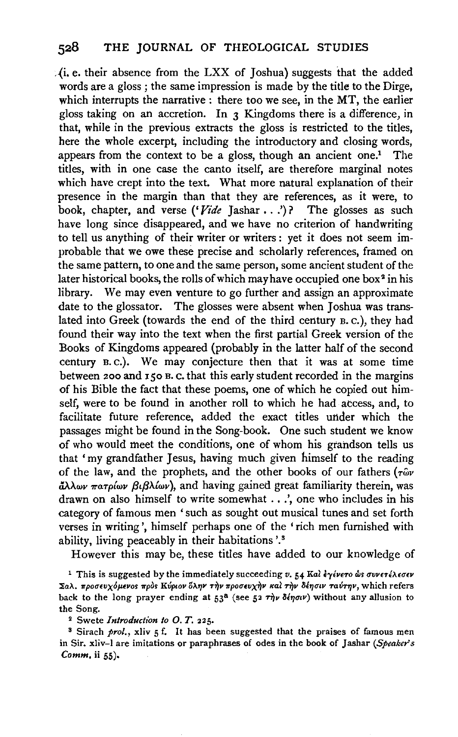(i. e. their absence from the LXX of Joshua) suggests that the added words are a gloss; the same impression is made by the title to the Dirge, which interrupts the narrative: there too we see, in the MT, the earlier gloss taking on an accretion. In 3 Kingdoms there is a difference, in that, while in the previous extracts the gloss is restricted to the titles, here the whole excerpt, including the introductory and closing words, appears from the context to be a gloss, though an ancient one.[1] The titles, with in one case the canto itself, are therefore marginal notes which have crept into the text. What more natural explanation of their presence in the margin than that they are references, as it were, to book, chapter, and verse ('*Vide* Jashar . . .')? The glosses as such have long since disappeared, and we have no criterion of handwriting to tell us anything of their writer or writers: yet it does not seem improbable that we owe these precise and scholarly references, framed on the same pattern, to one and the same person, some ancient student of the later historical books, the rolls of which may have occupied one box[2] in his library. We may even venture to go further and assign an approximate date to the glossator. The glosses were absent when Joshua was translated into Greek (towards the end of the third century B. C.), they had found their way into the text when the first partial Greek version of the Books of Kingdoms appeared (probably in the latter half of the second century B. C.). We may conjecture then that it was at some time between 200 and 150 B. C. that this early student recorded in the margins of his Bible the fact that these poems, one of which he copied out himself, were to be found in another roll to which he had access, and, to facilitate future reference, added the exact titles under which the passages might be found in the Song-book. One such student we know of who would meet the conditions, one of whom his grandson tells us that 'my grandfather Jesus, having much given himself to the reading of the law, and the prophets, and the other books of our fathers (τῶν ἄλλων πατρίων βιβλίων), and having gained great familiarity therein, was drawn on also himself to write somewhat . . .', one who includes in his category of famous men 'such as sought out musical tunes and set forth verses in writing', himself perhaps one of the 'rich men furnished with ability, living peaceably in their habitations'.[3]

However this may be, these titles have added to our knowledge of

[1] This is suggested by the immediately succeeding *v.* 54 Καὶ ἐγένετο ὡς συνετέλεσεν Σαλ. προσευχόμενος πρὸς Κύριον ὅλην τὴν προσευχὴν καὶ τὴν δέησιν ταύτην, which refers back to the long prayer ending at 53[a] (see 52 τὴν δέησιν) without any allusion to the Song.

[2] Swete *Introduction to O. T.* 225.

[3] Sirach *prol.*, xliv 5 f. It has been suggested that the praises of famous men in Sir. xliv–l are imitations or paraphrases of odes in the book of Jashar (*Speaker's Comm.* ii 55).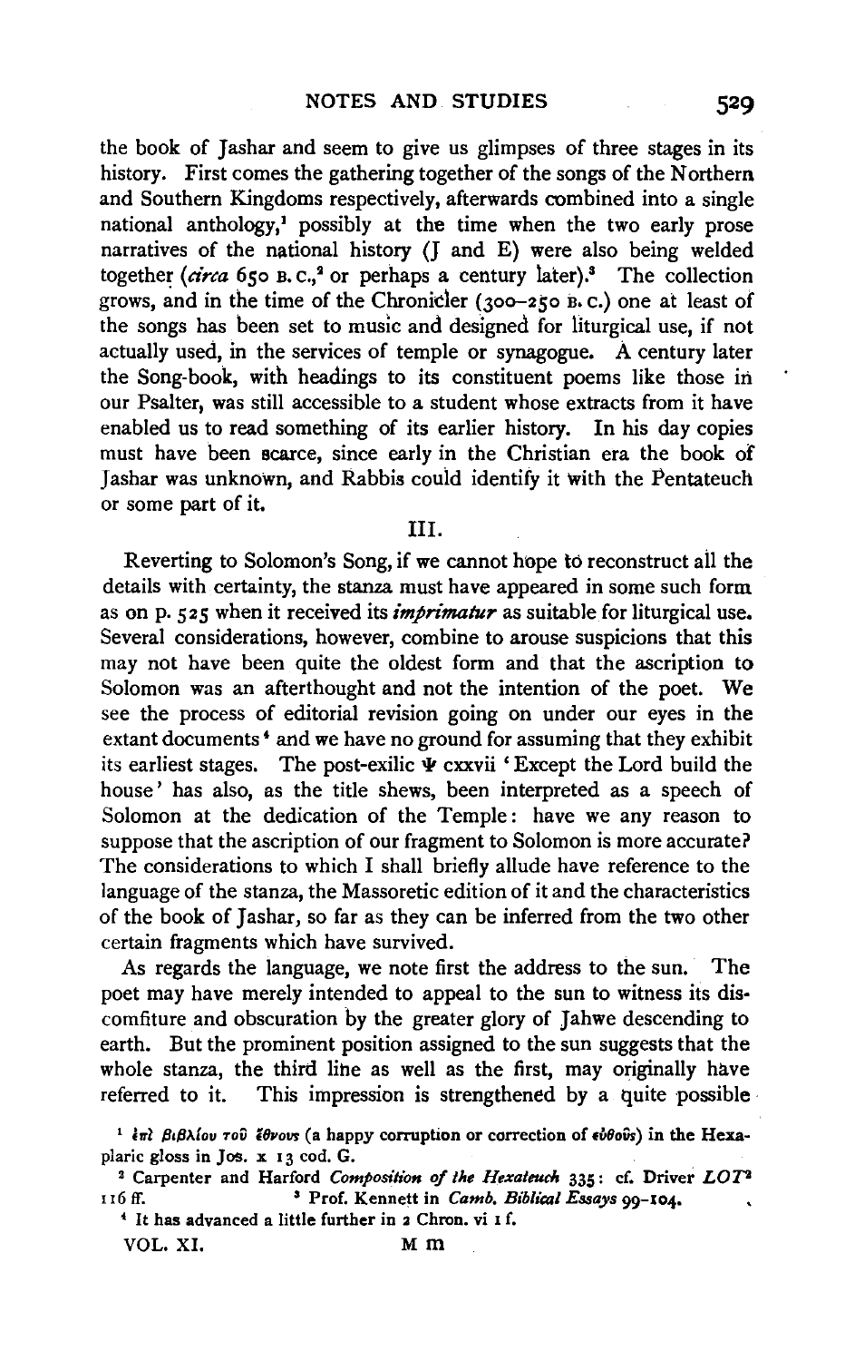the book of Jashar and seem to give us glimpses of three stages in its history. First comes the gathering together of the songs of the Northern and Southern Kingdoms respectively, afterwards combined into a single national anthology,[1] possibly at the time when the two early prose narratives of the national history (J and E) were also being welded together (*circa* 650 B.C.,[2] or perhaps a century later).[3] The collection grows, and in the time of the Chronicler (300–250 B.C.) one at least of the songs has been set to music and designed for liturgical use, if not actually used, in the services of temple or synagogue. A century later the Song-book, with headings to its constituent poems like those in our Psalter, was still accessible to a student whose extracts from it have enabled us to read something of its earlier history. In his day copies must have been scarce, since early in the Christian era the book of Jashar was unknown, and Rabbis could identify it with the Pentateuch or some part of it.

## III.

Reverting to Solomon's Song, if we cannot hope to reconstruct all the details with certainty, the stanza must have appeared in some such form as on p. 525 when it received its *imprimatur* as suitable for liturgical use. Several considerations, however, combine to arouse suspicions that this may not have been quite the oldest form and that the ascription to Solomon was an afterthought and not the intention of the poet. We see the process of editorial revision going on under our eyes in the extant documents[4] and we have no ground for assuming that they exhibit its earliest stages. The post-exilic Ψ cxxvii 'Except the Lord build the house' has also, as the title shews, been interpreted as a speech of Solomon at the dedication of the Temple: have we any reason to suppose that the ascription of our fragment to Solomon is more accurate? The considerations to which I shall briefly allude have reference to the language of the stanza, the Massoretic edition of it and the characteristics of the book of Jashar, so far as they can be inferred from the two other certain fragments which have survived.

As regards the language, we note first the address to the sun. The poet may have merely intended to appeal to the sun to witness its discomfiture and obscuration by the greater glory of Jahwe descending to earth. But the prominent position assigned to the sun suggests that the whole stanza, the third line as well as the first, may originally have referred to it. This impression is strengthened by a quite possible

[1] ἐπὶ βιβλίου τοῦ ἔθνους (a happy corruption or correction of εὐθοῦς) in the Hexaplaric gloss in Jos. x 13 cod. G.

[2] Carpenter and Harford *Composition of the Hexateuch* 335: cf. Driver *LOT*[2] 116 ff.

[3] Prof. Kennett in *Camb. Biblical Essays* 99–104.

[4] It has advanced a little further in 2 Chron. vi 1 f.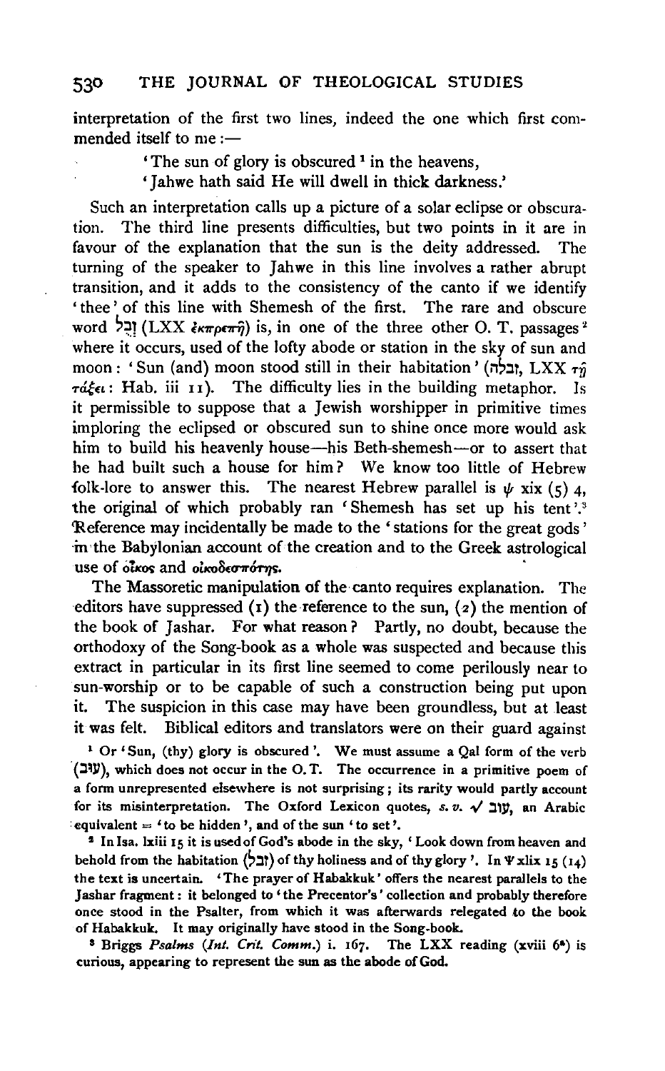interpretation of the first two lines, indeed the one which first commended itself to me:—

> 'The sun of glory is obscured[1] in the heavens,
> 'Jahwe hath said He will dwell in thick darkness.'

Such an interpretation calls up a picture of a solar eclipse or obscuration. The third line presents difficulties, but two points in it are in favour of the explanation that the sun is the deity addressed. The turning of the speaker to Jahwe in this line involves a rather abrupt transition, and it adds to the consistency of the canto if we identify 'thee' of this line with Shemesh of the first. The rare and obscure word זְבֻל (LXX ἐκπρεπῆ) is, in one of the three other O. T. passages[2] where it occurs, used of the lofty abode or station in the sky of sun and moon: 'Sun (and) moon stood still in their habitation' (זְבֻלָה, LXX τῇ τάξει: Hab. iii 11). The difficulty lies in the building metaphor. Is it permissible to suppose that a Jewish worshipper in primitive times imploring the eclipsed or obscured sun to shine once more would ask him to build his heavenly house—his Beth-shemesh—or to assert that he had built such a house for him? We know too little of Hebrew folk-lore to answer this. The nearest Hebrew parallel is ψ xix (5) 4, the original of which probably ran 'Shemesh has set up his tent'.[3] Reference may incidentally be made to the 'stations for the great gods' in the Babylonian account of the creation and to the Greek astrological use of οἶκος and οἰκοδεσπότης.

The Massoretic manipulation of the canto requires explanation. The editors have suppressed (1) the reference to the sun, (2) the mention of the book of Jashar. For what reason? Partly, no doubt, because the orthodoxy of the Song-book as a whole was suspected and because this extract in particular in its first line seemed to come perilously near to sun-worship or to be capable of such a construction being put upon it. The suspicion in this case may have been groundless, but at least it was felt. Biblical editors and translators were on their guard against

---

[1] Or 'Sun, (thy) glory is obscured'. We must assume a Qal form of the verb (עוב), which does not occur in the O. T. The occurrence in a primitive poem of a form unrepresented elsewhere is not surprising; its rarity would partly account for its misinterpretation. The Oxford Lexicon quotes, *s. v.* √ עוב, an Arabic equivalent = 'to be hidden', and of the sun 'to set'.

[2] In Isa. lxiii 15 it is used of God's abode in the sky, 'Look down from heaven and behold from the habitation (זְבֻל) of thy holiness and of thy glory'. In Ψ xlix 15 (14) the text is uncertain. 'The prayer of Habakkuk' offers the nearest parallels to the Jashar fragment: it belonged to 'the Precentor's' collection and probably therefore once stood in the Psalter, from which it was afterwards relegated to the book of Habakkuk. It may originally have stood in the Song-book.

[3] Briggs *Psalms* (*Int. Crit. Comm.*) i. 167. The LXX reading (xviii 6[a]) is curious, appearing to represent the sun as the abode of God.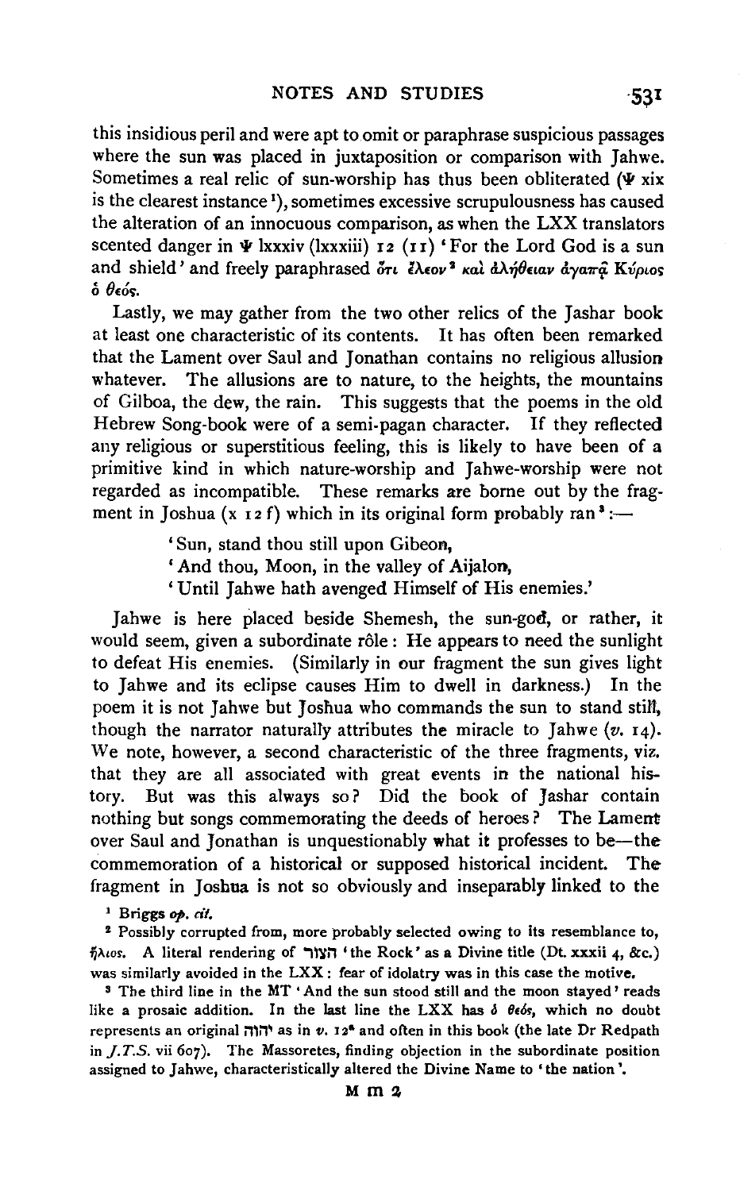this insidious peril and were apt to omit or paraphrase suspicious passages where the sun was placed in juxtaposition or comparison with Jahwe. Sometimes a real relic of sun-worship has thus been obliterated (Ψ xix is the clearest instance [1]), sometimes excessive scrupulousness has caused the alteration of an innocuous comparison, as when the LXX translators scented danger in Ψ lxxxiv (lxxxiii) 12 (11) 'For the Lord God is a sun and shield' and freely paraphrased ὅτι ἔλεον[2] καὶ ἀλήθειαν ἀγαπᾷ Κύριος ὁ θεός.

Lastly, we may gather from the two other relics of the Jashar book at least one characteristic of its contents. It has often been remarked that the Lament over Saul and Jonathan contains no religious allusion whatever. The allusions are to nature, to the heights, the mountains of Gilboa, the dew, the rain. This suggests that the poems in the old Hebrew Song-book were of a semi-pagan character. If they reflected any religious or superstitious feeling, this is likely to have been of a primitive kind in which nature-worship and Jahwe-worship were not regarded as incompatible. These remarks are borne out by the fragment in Joshua (x 12 f) which in its original form probably ran[3]:—

> 'Sun, stand thou still upon Gibeon,
> 'And thou, Moon, in the valley of Aijalon,
> 'Until Jahwe hath avenged Himself of His enemies.'

Jahwe is here placed beside Shemesh, the sun-god, or rather, it would seem, given a subordinate rôle: He appears to need the sunlight to defeat His enemies. (Similarly in our fragment the sun gives light to Jahwe and its eclipse causes Him to dwell in darkness.) In the poem it is not Jahwe but Joshua who commands the sun to stand still, though the narrator naturally attributes the miracle to Jahwe (*v.* 14). We note, however, a second characteristic of the three fragments, viz. that they are all associated with great events in the national history. But was this always so? Did the book of Jashar contain nothing but songs commemorating the deeds of heroes? The Lament over Saul and Jonathan is unquestionably what it professes to be—the commemoration of a historical or supposed historical incident. The fragment in Joshua is not so obviously and inseparably linked to the

[1] Briggs *op. cit.*

[2] Possibly corrupted from, more probably selected owing to its resemblance to, ἥλιος. A literal rendering of הצור 'the Rock' as a Divine title (Dt. xxxii 4, &c.) was similarly avoided in the LXX: fear of idolatry was in this case the motive.

[3] The third line in the MT 'And the sun stood still and the moon stayed' reads like a prosaic addition. In the last line the LXX has ὁ θεός, which no doubt represents an original יהוה as in *v.* 12[a] and often in this book (the late Dr Redpath in *J.T.S.* vii 607). The Massoretes, finding objection in the subordinate position assigned to Jahwe, characteristically altered the Divine Name to 'the nation'.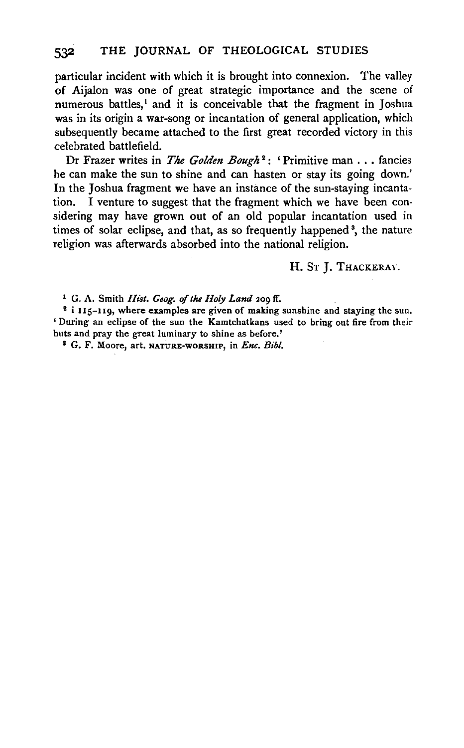particular incident with which it is brought into connexion. The valley of Aijalon was one of great strategic importance and the scene of numerous battles,[1] and it is conceivable that the fragment in Joshua was in its origin a war-song or incantation of general application, which subsequently became attached to the first great recorded victory in this celebrated battlefield.

Dr Frazer writes in *The Golden Bough*[2]: 'Primitive man . . . fancies he can make the sun to shine and can hasten or stay its going down.' In the Joshua fragment we have an instance of the sun-staying incantation. I venture to suggest that the fragment which we have been considering may have grown out of an old popular incantation used in times of solar eclipse, and that, as so frequently happened[3], the nature religion was afterwards absorbed into the national religion.

H. St J. Thackeray.

[1] G. A. Smith *Hist. Geog. of the Holy Land* 209 ff.

[2] i 115–119, where examples are given of making sunshine and staying the sun. 'During an eclipse of the sun the Kamtchatkans used to bring out fire from their huts and pray the great luminary to shine as before.'

[3] G. F. Moore, art. NATURE-WORSHIP, in *Enc. Bibl.*